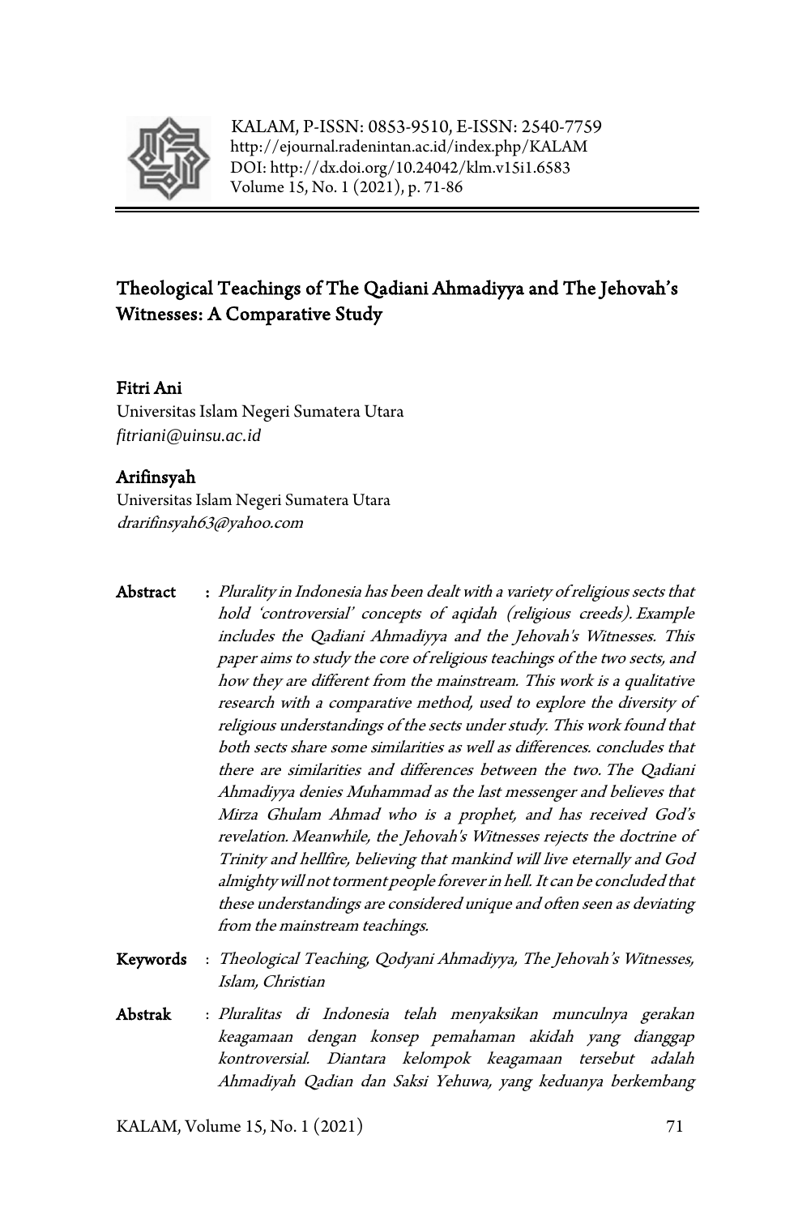KALAM, P-ISSN: 0853-9510, E-ISSN: 2540-7759
http://ejournal.radenintan.ac.id/index.php/KALAM
DOI: http://dx.doi.org/10.24042/klm.v15i1.6583
Volume 15, No. 1 (2021), p. 71-86

# Theological Teachings of The Qadiani Ahmadiyya and The Jehovah's Witnesses: A Comparative Study

**Fitri Ani**
Universitas Islam Negeri Sumatera Utara
*fitriani@uinsu.ac.id*

**Arifinsyah**
Universitas Islam Negeri Sumatera Utara
*drarifinsyah63@yahoo.com*

**Abstract** : *Plurality in Indonesia has been dealt with a variety of religious sects that hold 'controversial' concepts of aqidah (religious creeds). Example includes the Qadiani Ahmadiyya and the Jehovah's Witnesses. This paper aims to study the core of religious teachings of the two sects, and how they are different from the mainstream. This work is a qualitative research with a comparative method, used to explore the diversity of religious understandings of the sects under study. This work found that both sects share some similarities as well as differences. concludes that there are similarities and differences between the two. The Qadiani Ahmadiyya denies Muhammad as the last messenger and believes that Mirza Ghulam Ahmad who is a prophet, and has received God's revelation. Meanwhile, the Jehovah's Witnesses rejects the doctrine of Trinity and hellfire, believing that mankind will live eternally and God almighty will not torment people forever in hell. It can be concluded that these understandings are considered unique and often seen as deviating from the mainstream teachings.*

**Keywords** : *Theological Teaching, Qodyani Ahmadiyya, The Jehovah's Witnesses, Islam, Christian*

**Abstrak** : *Pluralitas di Indonesia telah menyaksikan munculnya gerakan keagamaan dengan konsep pemahaman akidah yang dianggap kontroversial. Diantara kelompok keagamaan tersebut adalah Ahmadiyah Qadian dan Saksi Yehuwa, yang keduanya berkembang*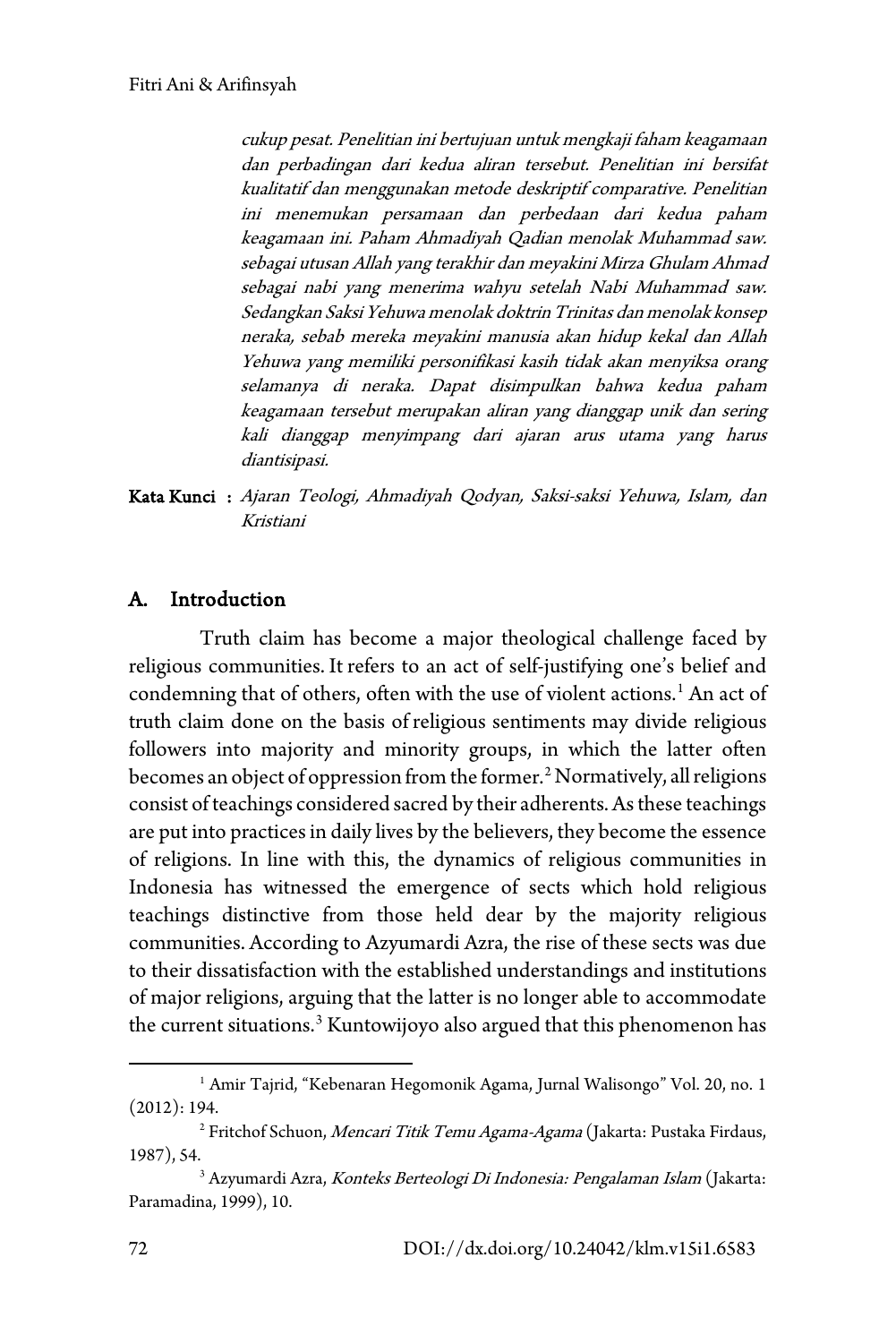*cukup pesat. Penelitian ini bertujuan untuk mengkaji faham keagamaan dan perbadingan dari kedua aliran tersebut. Penelitian ini bersifat kualitatif dan menggunakan metode deskriptif comparative. Penelitian ini menemukan persamaan dan perbedaan dari kedua paham keagamaan ini. Paham Ahmadiyah Qadian menolak Muhammad saw. sebagai utusan Allah yang terakhir dan meyakini Mirza Ghulam Ahmad sebagai nabi yang menerima wahyu setelah Nabi Muhammad saw. Sedangkan Saksi Yehuwa menolak doktrin Trinitas dan menolak konsep neraka, sebab mereka meyakini manusia akan hidup kekal dan Allah Yehuwa yang memiliki personifikasi kasih tidak akan menyiksa orang selamanya di neraka. Dapat disimpulkan bahwa kedua paham keagamaan tersebut merupakan aliran yang dianggap unik dan sering kali dianggap menyimpang dari ajaran arus utama yang harus diantisipasi.*

**Kata Kunci** : *Ajaran Teologi, Ahmadiyah Qodyan, Saksi-saksi Yehuwa, Islam, dan Kristiani*

## A. Introduction

Truth claim has become a major theological challenge faced by religious communities. It refers to an act of self-justifying one's belief and condemning that of others, often with the use of violent actions.[1] An act of truth claim done on the basis of religious sentiments may divide religious followers into majority and minority groups, in which the latter often becomes an object of oppression from the former.[2] Normatively, all religions consist of teachings considered sacred by their adherents. As these teachings are put into practices in daily lives by the believers, they become the essence of religions. In line with this, the dynamics of religious communities in Indonesia has witnessed the emergence of sects which hold religious teachings distinctive from those held dear by the majority religious communities. According to Azyumardi Azra, the rise of these sects was due to their dissatisfaction with the established understandings and institutions of major religions, arguing that the latter is no longer able to accommodate the current situations.[3] Kuntowijoyo also argued that this phenomenon has

---

[1] Amir Tajrid, "Kebenaran Hegomonik Agama, Jurnal Walisongo" Vol. 20, no. 1 (2012): 194.

[2] Fritchof Schuon, *Mencari Titik Temu Agama-Agama* (Jakarta: Pustaka Firdaus, 1987), 54.

[3] Azyumardi Azra, *Konteks Berteologi Di Indonesia: Pengalaman Islam* (Jakarta: Paramadina, 1999), 10.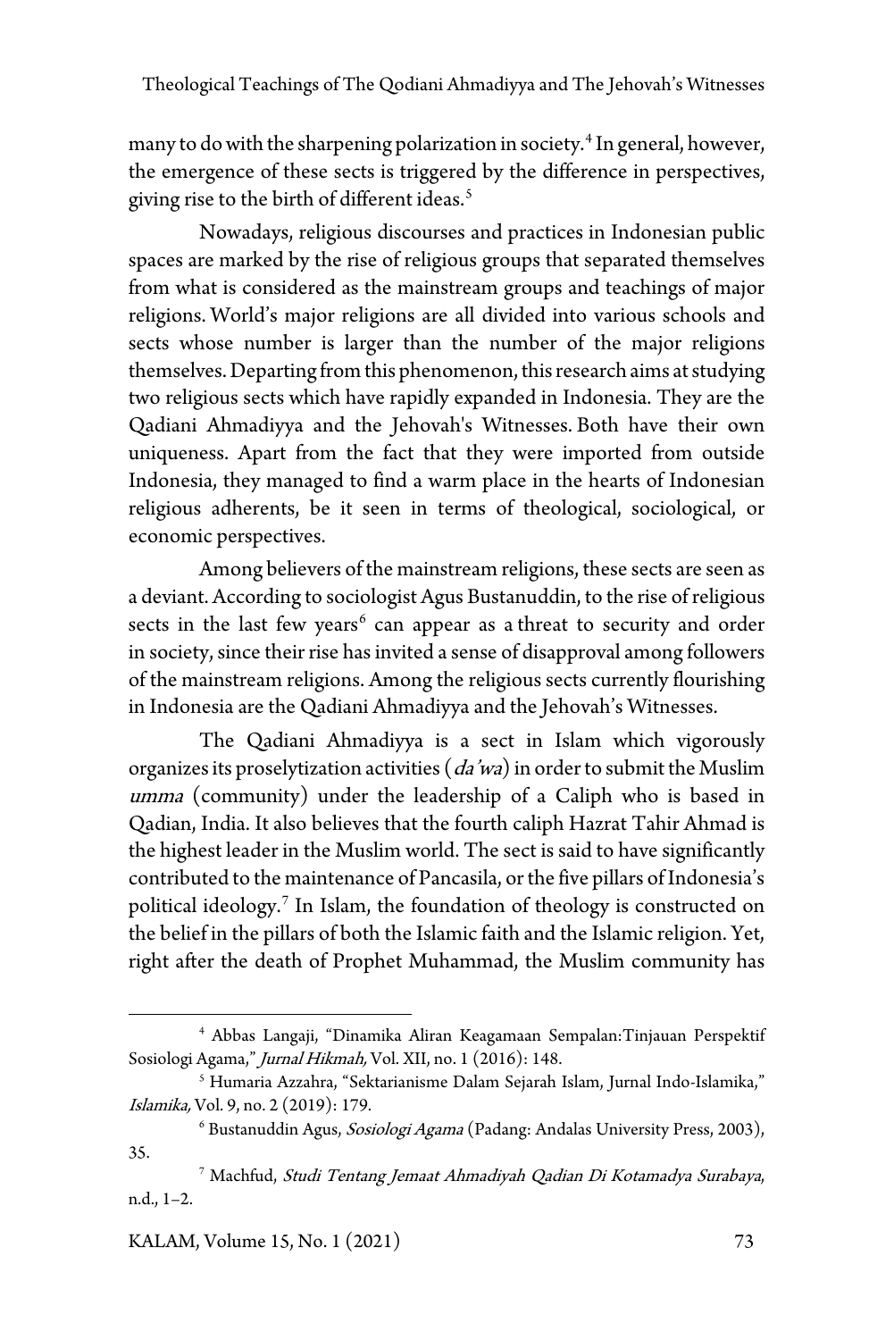many to do with the sharpening polarization in society.[4] In general, however, the emergence of these sects is triggered by the difference in perspectives, giving rise to the birth of different ideas.[5]

Nowadays, religious discourses and practices in Indonesian public spaces are marked by the rise of religious groups that separated themselves from what is considered as the mainstream groups and teachings of major religions. World's major religions are all divided into various schools and sects whose number is larger than the number of the major religions themselves. Departing from this phenomenon, this research aims at studying two religious sects which have rapidly expanded in Indonesia. They are the Qadiani Ahmadiyya and the Jehovah's Witnesses. Both have their own uniqueness. Apart from the fact that they were imported from outside Indonesia, they managed to find a warm place in the hearts of Indonesian religious adherents, be it seen in terms of theological, sociological, or economic perspectives.

Among believers of the mainstream religions, these sects are seen as a deviant. According to sociologist Agus Bustanuddin, to the rise of religious sects in the last few years[6] can appear as a threat to security and order in society, since their rise has invited a sense of disapproval among followers of the mainstream religions. Among the religious sects currently flourishing in Indonesia are the Qadiani Ahmadiyya and the Jehovah's Witnesses.

The Qadiani Ahmadiyya is a sect in Islam which vigorously organizes its proselytization activities (*da'wa*) in order to submit the Muslim *umma* (community) under the leadership of a Caliph who is based in Qadian, India. It also believes that the fourth caliph Hazrat Tahir Ahmad is the highest leader in the Muslim world. The sect is said to have significantly contributed to the maintenance of Pancasila, or the five pillars of Indonesia's political ideology.[7] In Islam, the foundation of theology is constructed on the belief in the pillars of both the Islamic faith and the Islamic religion. Yet, right after the death of Prophet Muhammad, the Muslim community has

---

[4] Abbas Langaji, "Dinamika Aliran Keagamaan Sempalan:Tinjauan Perspektif Sosiologi Agama," *Jurnal Hikmah,* Vol. XII, no. 1 (2016): 148.

[5] Humaria Azzahra, "Sektarianisme Dalam Sejarah Islam, Jurnal Indo-Islamika," *Islamika,* Vol. 9, no. 2 (2019): 179.

[6] Bustanuddin Agus, *Sosiologi Agama* (Padang: Andalas University Press, 2003), 35.

[7] Machfud, *Studi Tentang Jemaat Ahmadiyah Qadian Di Kotamadya Surabaya*, n.d., 1–2.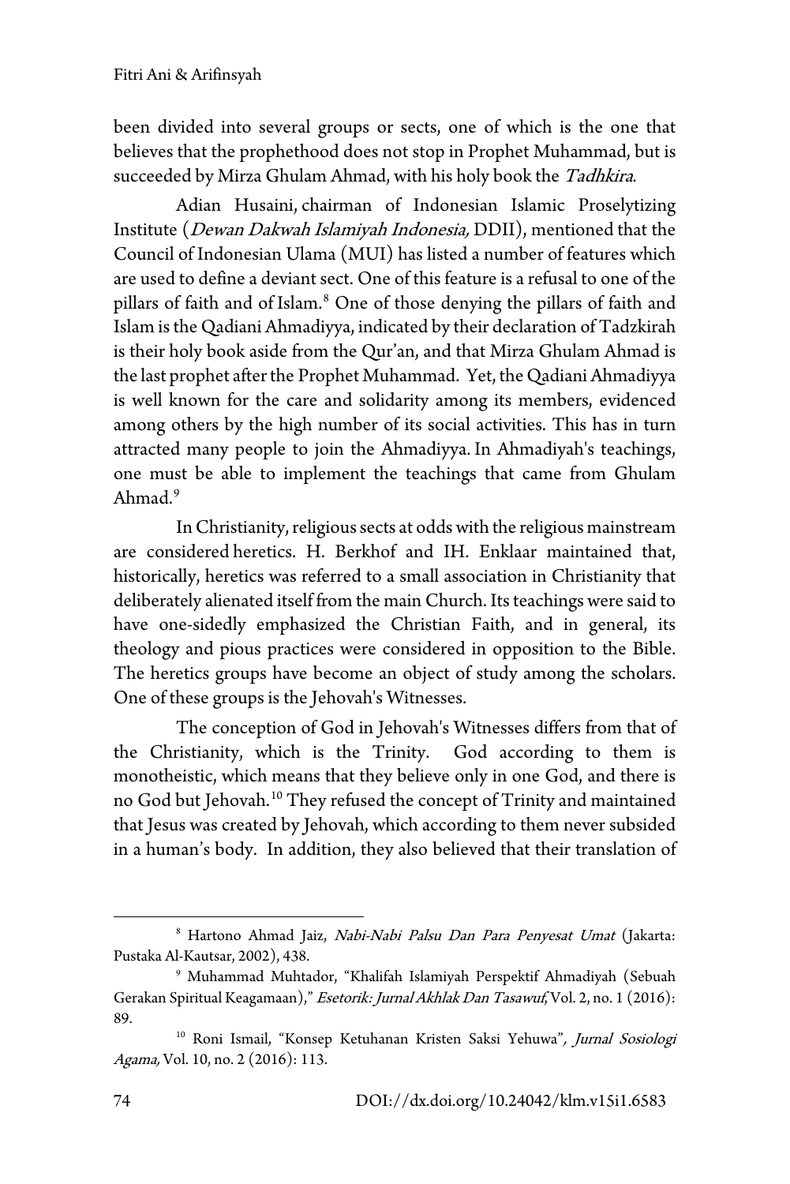been divided into several groups or sects, one of which is the one that believes that the prophethood does not stop in Prophet Muhammad, but is succeeded by Mirza Ghulam Ahmad, with his holy book the *Tadhkira*.

Adian Husaini, chairman of Indonesian Islamic Proselytizing Institute (*Dewan Dakwah Islamiyah Indonesia,* DDII), mentioned that the Council of Indonesian Ulama (MUI) has listed a number of features which are used to define a deviant sect. One of this feature is a refusal to one of the pillars of faith and of Islam.[8] One of those denying the pillars of faith and Islam is the Qadiani Ahmadiyya, indicated by their declaration of Tadzkirah is their holy book aside from the Qur'an, and that Mirza Ghulam Ahmad is the last prophet after the Prophet Muhammad. Yet, the Qadiani Ahmadiyya is well known for the care and solidarity among its members, evidenced among others by the high number of its social activities. This has in turn attracted many people to join the Ahmadiyya. In Ahmadiyah's teachings, one must be able to implement the teachings that came from Ghulam Ahmad.[9]

In Christianity, religious sects at odds with the religious mainstream are considered heretics. H. Berkhof and IH. Enklaar maintained that, historically, heretics was referred to a small association in Christianity that deliberately alienated itself from the main Church. Its teachings were said to have one-sidedly emphasized the Christian Faith, and in general, its theology and pious practices were considered in opposition to the Bible. The heretics groups have become an object of study among the scholars. One of these groups is the Jehovah's Witnesses.

The conception of God in Jehovah's Witnesses differs from that of the Christianity, which is the Trinity. God according to them is monotheistic, which means that they believe only in one God, and there is no God but Jehovah.[10] They refused the concept of Trinity and maintained that Jesus was created by Jehovah, which according to them never subsided in a human's body. In addition, they also believed that their translation of

---

[8] Hartono Ahmad Jaiz, *Nabi-Nabi Palsu Dan Para Penyesat Umat* (Jakarta: Pustaka Al-Kautsar, 2002), 438.

[9] Muhammad Muhtador, "Khalifah Islamiyah Perspektif Ahmadiyah (Sebuah Gerakan Spiritual Keagamaan)," *Esetorik: Jurnal Akhlak Dan Tasawuf*, Vol. 2, no. 1 (2016): 89.

[10] Roni Ismail, "Konsep Ketuhanan Kristen Saksi Yehuwa"*, Jurnal Sosiologi Agama,* Vol. 10, no. 2 (2016): 113.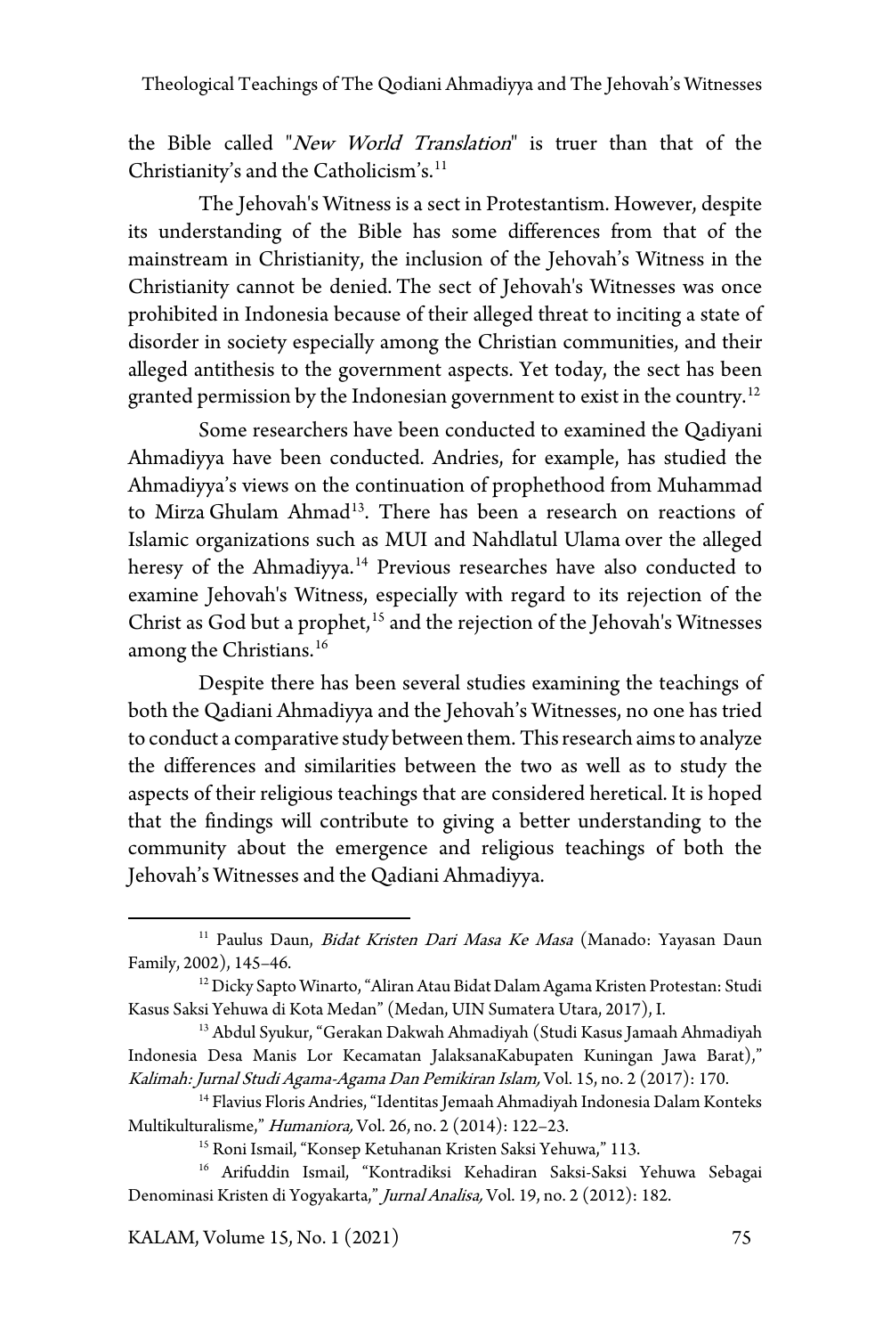the Bible called "*New World Translation*" is truer than that of the Christianity's and the Catholicism's.[11]

The Jehovah's Witness is a sect in Protestantism. However, despite its understanding of the Bible has some differences from that of the mainstream in Christianity, the inclusion of the Jehovah's Witness in the Christianity cannot be denied. The sect of Jehovah's Witnesses was once prohibited in Indonesia because of their alleged threat to inciting a state of disorder in society especially among the Christian communities, and their alleged antithesis to the government aspects. Yet today, the sect has been granted permission by the Indonesian government to exist in the country.[12]

Some researchers have been conducted to examined the Qadiyani Ahmadiyya have been conducted. Andries, for example, has studied the Ahmadiyya's views on the continuation of prophethood from Muhammad to Mirza Ghulam Ahmad[13]. There has been a research on reactions of Islamic organizations such as MUI and Nahdlatul Ulama over the alleged heresy of the Ahmadiyya.[14] Previous researches have also conducted to examine Jehovah's Witness, especially with regard to its rejection of the Christ as God but a prophet,[15] and the rejection of the Jehovah's Witnesses among the Christians.[16]

Despite there has been several studies examining the teachings of both the Qadiani Ahmadiyya and the Jehovah's Witnesses, no one has tried to conduct a comparative study between them. This research aims to analyze the differences and similarities between the two as well as to study the aspects of their religious teachings that are considered heretical. It is hoped that the findings will contribute to giving a better understanding to the community about the emergence and religious teachings of both the Jehovah's Witnesses and the Qadiani Ahmadiyya.

---

[11] Paulus Daun, *Bidat Kristen Dari Masa Ke Masa* (Manado: Yayasan Daun Family, 2002), 145–46.

[12] Dicky Sapto Winarto, "Aliran Atau Bidat Dalam Agama Kristen Protestan: Studi Kasus Saksi Yehuwa di Kota Medan" (Medan, UIN Sumatera Utara, 2017), I.

[13] Abdul Syukur, "Gerakan Dakwah Ahmadiyah (Studi Kasus Jamaah Ahmadiyah Indonesia Desa Manis Lor Kecamatan JalaksanaKabupaten Kuningan Jawa Barat)," *Kalimah: Jurnal Studi Agama-Agama Dan Pemikiran Islam,* Vol. 15, no. 2 (2017): 170.

[14] Flavius Floris Andries, "Identitas Jemaah Ahmadiyah Indonesia Dalam Konteks Multikulturalisme," *Humaniora,* Vol. 26, no. 2 (2014): 122–23.

[15] Roni Ismail, "Konsep Ketuhanan Kristen Saksi Yehuwa," 113.

[16] Arifuddin Ismail, "Kontradiksi Kehadiran Saksi-Saksi Yehuwa Sebagai Denominasi Kristen di Yogyakarta," *Jurnal Analisa,* Vol. 19, no. 2 (2012): 182.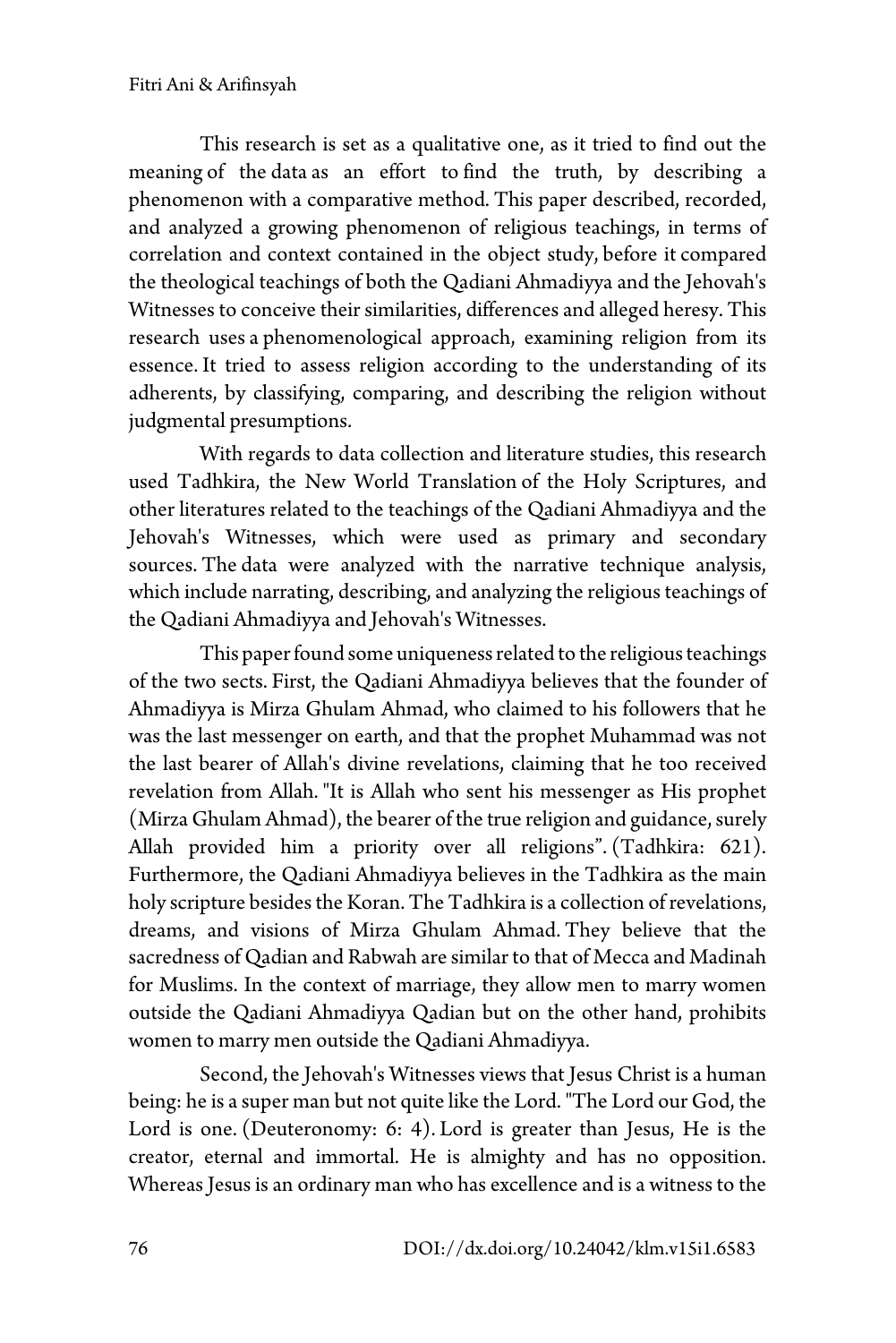This research is set as a qualitative one, as it tried to find out the meaning of the data as an effort to find the truth, by describing a phenomenon with a comparative method. This paper described, recorded, and analyzed a growing phenomenon of religious teachings, in terms of correlation and context contained in the object study, before it compared the theological teachings of both the Qadiani Ahmadiyya and the Jehovah's Witnesses to conceive their similarities, differences and alleged heresy. This research uses a phenomenological approach, examining religion from its essence. It tried to assess religion according to the understanding of its adherents, by classifying, comparing, and describing the religion without judgmental presumptions.

With regards to data collection and literature studies, this research used Tadhkira, the New World Translation of the Holy Scriptures, and other literatures related to the teachings of the Qadiani Ahmadiyya and the Jehovah's Witnesses, which were used as primary and secondary sources. The data were analyzed with the narrative technique analysis, which include narrating, describing, and analyzing the religious teachings of the Qadiani Ahmadiyya and Jehovah's Witnesses.

This paper found some uniqueness related to the religious teachings of the two sects. First, the Qadiani Ahmadiyya believes that the founder of Ahmadiyya is Mirza Ghulam Ahmad, who claimed to his followers that he was the last messenger on earth, and that the prophet Muhammad was not the last bearer of Allah's divine revelations, claiming that he too received revelation from Allah. "It is Allah who sent his messenger as His prophet (Mirza Ghulam Ahmad), the bearer of the true religion and guidance, surely Allah provided him a priority over all religions". (Tadhkira: 621). Furthermore, the Qadiani Ahmadiyya believes in the Tadhkira as the main holy scripture besides the Koran. The Tadhkira is a collection of revelations, dreams, and visions of Mirza Ghulam Ahmad. They believe that the sacredness of Qadian and Rabwah are similar to that of Mecca and Madinah for Muslims. In the context of marriage, they allow men to marry women outside the Qadiani Ahmadiyya Qadian but on the other hand, prohibits women to marry men outside the Qadiani Ahmadiyya.

Second, the Jehovah's Witnesses views that Jesus Christ is a human being: he is a super man but not quite like the Lord. "The Lord our God, the Lord is one. (Deuteronomy: 6: 4). Lord is greater than Jesus, He is the creator, eternal and immortal. He is almighty and has no opposition. Whereas Jesus is an ordinary man who has excellence and is a witness to the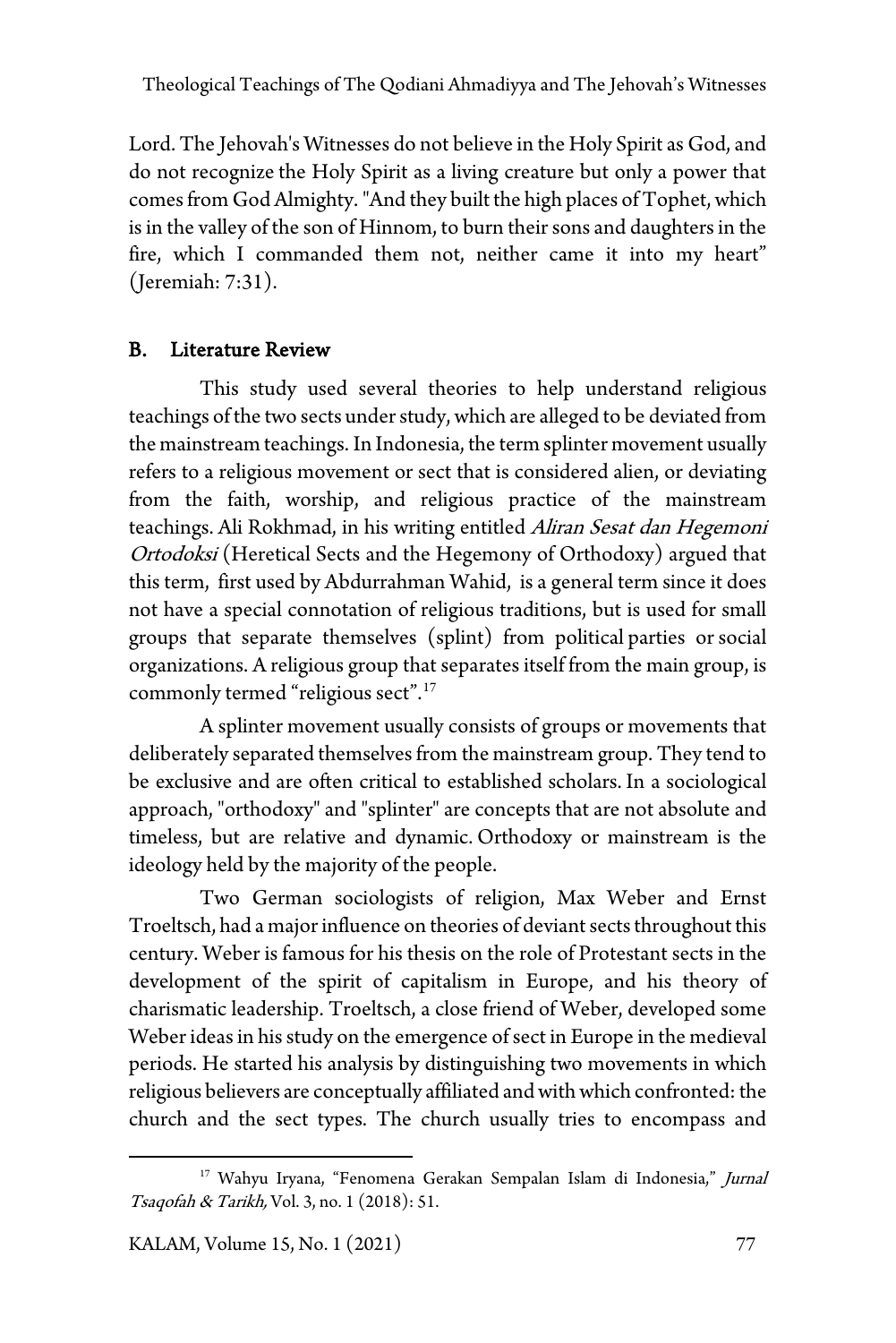Lord. The Jehovah's Witnesses do not believe in the Holy Spirit as God, and do not recognize the Holy Spirit as a living creature but only a power that comes from God Almighty. "And they built the high places of Tophet, which is in the valley of the son of Hinnom, to burn their sons and daughters in the fire, which I commanded them not, neither came it into my heart" (Jeremiah: 7:31).

## B. Literature Review

This study used several theories to help understand religious teachings of the two sects under study, which are alleged to be deviated from the mainstream teachings. In Indonesia, the term splinter movement usually refers to a religious movement or sect that is considered alien, or deviating from the faith, worship, and religious practice of the mainstream teachings. Ali Rokhmad, in his writing entitled *Aliran Sesat dan Hegemoni Ortodoksi* (Heretical Sects and the Hegemony of Orthodoxy) argued that this term, first used by Abdurrahman Wahid, is a general term since it does not have a special connotation of religious traditions, but is used for small groups that separate themselves (splint) from political parties or social organizations. A religious group that separates itself from the main group, is commonly termed "religious sect".[17]

A splinter movement usually consists of groups or movements that deliberately separated themselves from the mainstream group. They tend to be exclusive and are often critical to established scholars. In a sociological approach, "orthodoxy" and "splinter" are concepts that are not absolute and timeless, but are relative and dynamic. Orthodoxy or mainstream is the ideology held by the majority of the people.

Two German sociologists of religion, Max Weber and Ernst Troeltsch, had a major influence on theories of deviant sects throughout this century. Weber is famous for his thesis on the role of Protestant sects in the development of the spirit of capitalism in Europe, and his theory of charismatic leadership. Troeltsch, a close friend of Weber, developed some Weber ideas in his study on the emergence of sect in Europe in the medieval periods. He started his analysis by distinguishing two movements in which religious believers are conceptually affiliated and with which confronted: the church and the sect types. The church usually tries to encompass and

---

[17] Wahyu Iryana, "Fenomena Gerakan Sempalan Islam di Indonesia," *Jurnal Tsaqofah & Tarikh,* Vol. 3, no. 1 (2018): 51.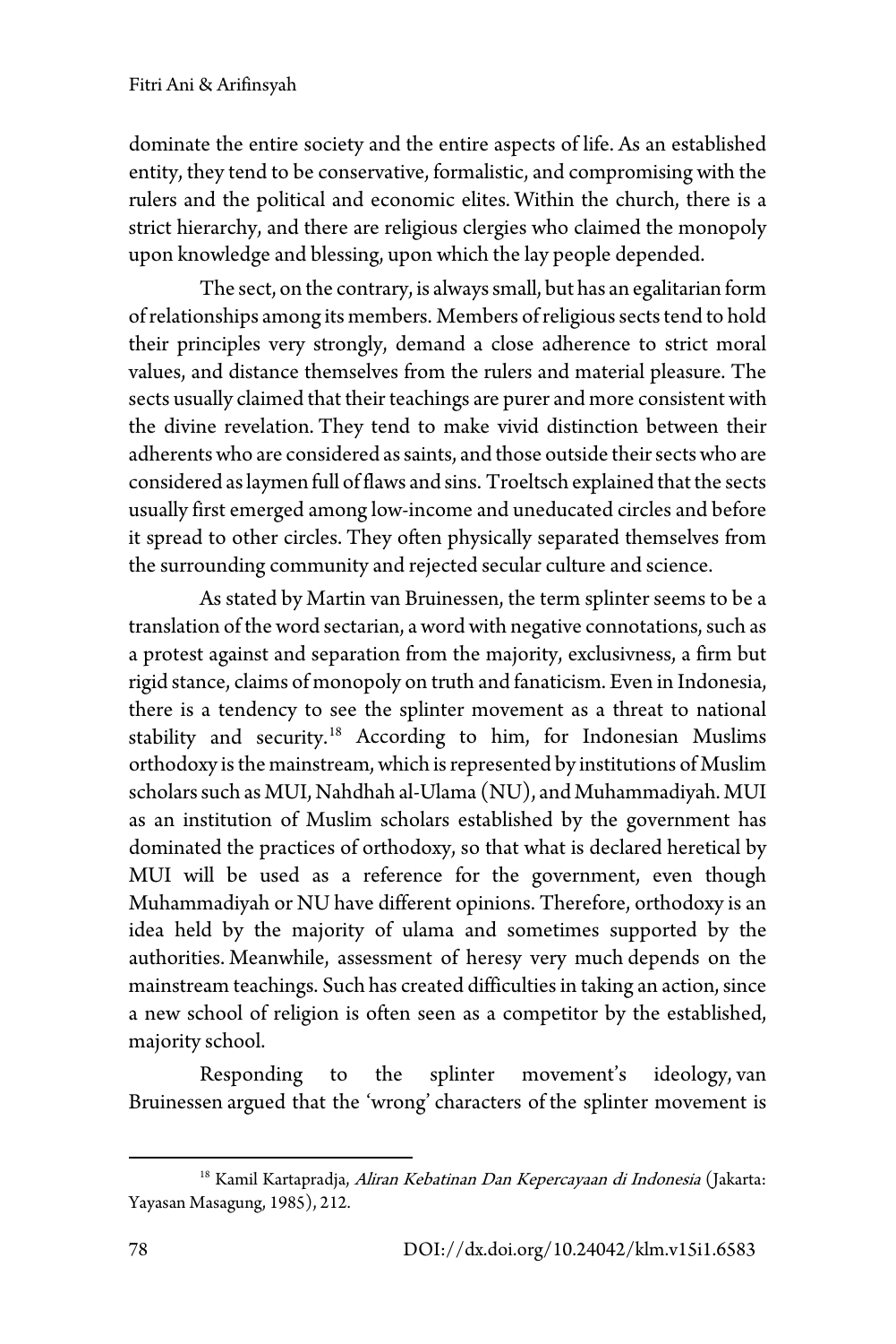dominate the entire society and the entire aspects of life. As an established entity, they tend to be conservative, formalistic, and compromising with the rulers and the political and economic elites. Within the church, there is a strict hierarchy, and there are religious clergies who claimed the monopoly upon knowledge and blessing, upon which the lay people depended.

The sect, on the contrary, is always small, but has an egalitarian form of relationships among its members. Members of religious sects tend to hold their principles very strongly, demand a close adherence to strict moral values, and distance themselves from the rulers and material pleasure. The sects usually claimed that their teachings are purer and more consistent with the divine revelation. They tend to make vivid distinction between their adherents who are considered as saints, and those outside their sects who are considered as laymen full of flaws and sins. Troeltsch explained that the sects usually first emerged among low-income and uneducated circles and before it spread to other circles. They often physically separated themselves from the surrounding community and rejected secular culture and science.

As stated by Martin van Bruinessen, the term splinter seems to be a translation of the word sectarian, a word with negative connotations, such as a protest against and separation from the majority, exclusivness, a firm but rigid stance, claims of monopoly on truth and fanaticism. Even in Indonesia, there is a tendency to see the splinter movement as a threat to national stability and security.[18] According to him, for Indonesian Muslims orthodoxy is the mainstream, which is represented by institutions of Muslim scholars such as MUI, Nahdhah al-Ulama (NU), and Muhammadiyah. MUI as an institution of Muslim scholars established by the government has dominated the practices of orthodoxy, so that what is declared heretical by MUI will be used as a reference for the government, even though Muhammadiyah or NU have different opinions. Therefore, orthodoxy is an idea held by the majority of ulama and sometimes supported by the authorities. Meanwhile, assessment of heresy very much depends on the mainstream teachings. Such has created difficulties in taking an action, since a new school of religion is often seen as a competitor by the established, majority school.

Responding to the splinter movement's ideology, van Bruinessen argued that the 'wrong' characters of the splinter movement is

[18] Kamil Kartapradja, *Aliran Kebatinan Dan Kepercayaan di Indonesia* (Jakarta: Yayasan Masagung, 1985), 212.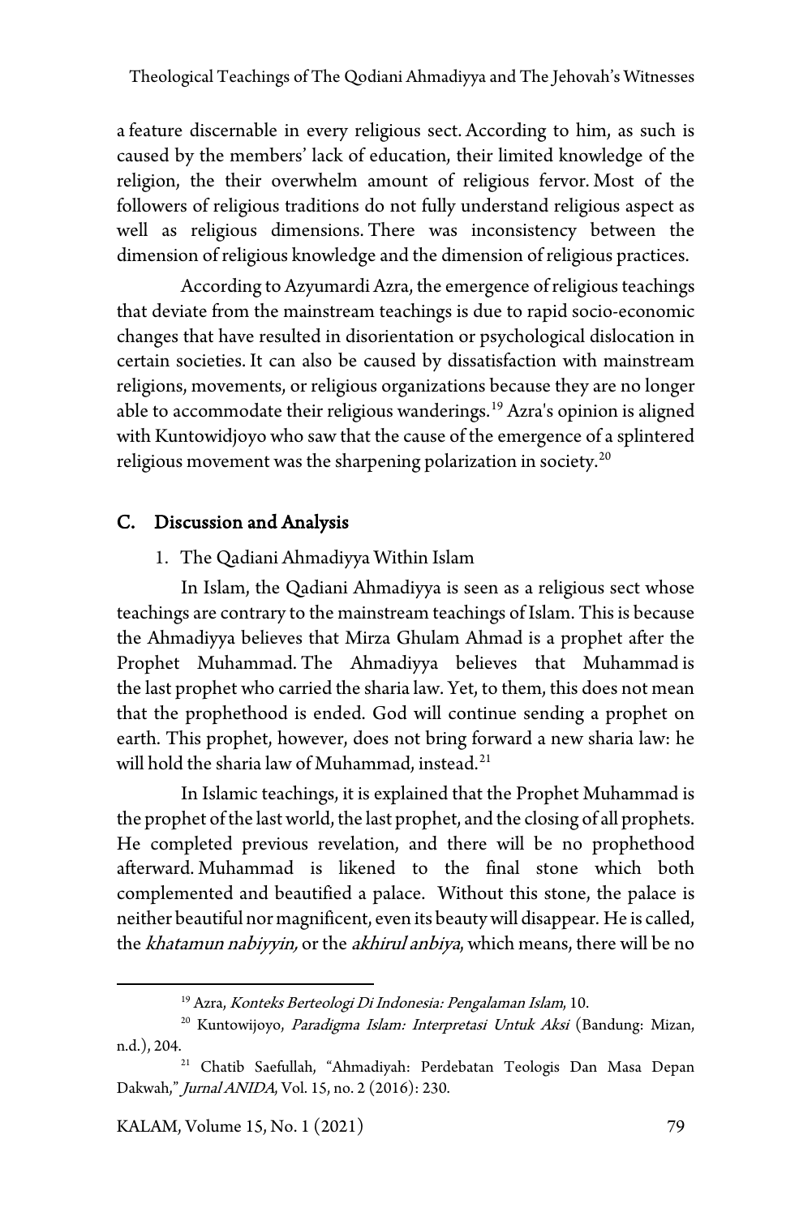a feature discernable in every religious sect. According to him, as such is caused by the members' lack of education, their limited knowledge of the religion, the their overwhelm amount of religious fervor. Most of the followers of religious traditions do not fully understand religious aspect as well as religious dimensions. There was inconsistency between the dimension of religious knowledge and the dimension of religious practices.

According to Azyumardi Azra, the emergence of religious teachings that deviate from the mainstream teachings is due to rapid socio-economic changes that have resulted in disorientation or psychological dislocation in certain societies. It can also be caused by dissatisfaction with mainstream religions, movements, or religious organizations because they are no longer able to accommodate their religious wanderings.[19] Azra's opinion is aligned with Kuntowidjoyo who saw that the cause of the emergence of a splintered religious movement was the sharpening polarization in society.[20]

## C. Discussion and Analysis

### 1. The Qadiani Ahmadiyya Within Islam

In Islam, the Qadiani Ahmadiyya is seen as a religious sect whose teachings are contrary to the mainstream teachings of Islam. This is because the Ahmadiyya believes that Mirza Ghulam Ahmad is a prophet after the Prophet Muhammad. The Ahmadiyya believes that Muhammad is the last prophet who carried the sharia law. Yet, to them, this does not mean that the prophethood is ended. God will continue sending a prophet on earth. This prophet, however, does not bring forward a new sharia law: he will hold the sharia law of Muhammad, instead.[21]

In Islamic teachings, it is explained that the Prophet Muhammad is the prophet of the last world, the last prophet, and the closing of all prophets. He completed previous revelation, and there will be no prophethood afterward. Muhammad is likened to the final stone which both complemented and beautified a palace. Without this stone, the palace is neither beautiful nor magnificent, even its beauty will disappear. He is called, the *khatamun nabiyyin,* or the *akhirul anbiya*, which means, there will be no

---

[19] Azra, *Konteks Berteologi Di Indonesia: Pengalaman Islam*, 10.

[20] Kuntowijoyo, *Paradigma Islam: Interpretasi Untuk Aksi* (Bandung: Mizan, n.d.), 204.

[21] Chatib Saefullah, "Ahmadiyah: Perdebatan Teologis Dan Masa Depan Dakwah," *Jurnal ANIDA,* Vol. 15, no. 2 (2016): 230.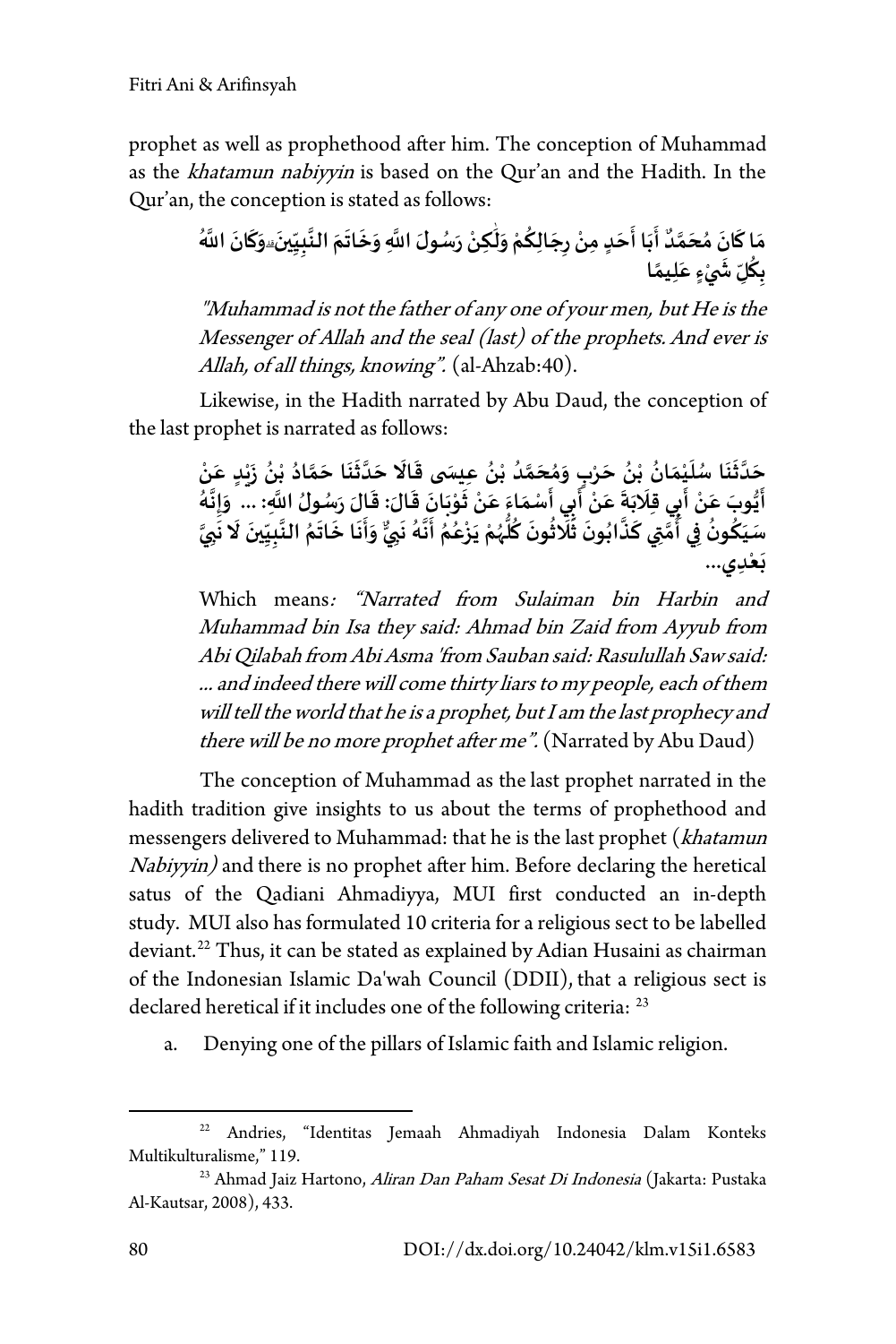prophet as well as prophethood after him. The conception of Muhammad as the *khatamun nabiyyin* is based on the Qur'an and the Hadith. In the Qur'an, the conception is stated as follows:

مَا كَانَ مُحَمَّدٌ أَبَا أَحَدٍ مِنْ رِجَالِكُمْ وَلَٰكِنْ رَسُولَ اللَّهِ وَخَاتَمَ النَّبِيِّينَ ۗ وَكَانَ اللَّهُ بِكُلِّ شَيْءٍ عَلِيمًا

*"Muhammad is not the father of any one of your men, but He is the Messenger of Allah and the seal (last) of the prophets. And ever is Allah, of all things, knowing".* (al-Ahzab:40).

Likewise, in the Hadith narrated by Abu Daud, the conception of the last prophet is narrated as follows:

حَدَّثَنَا سُلَيْمَانُ بْنُ حَرْبٍ وَمُحَمَّدُ بْنُ عِيسَى قَالَا حَدَّثَنَا حَمَّادُ بْنُ زَيْدٍ عَنْ أَيُّوبَ عَنْ أَبِي قِلَابَةَ عَنْ أَبِي أَسْمَاءَ عَنْ ثَوْبَانَ قَالَ: قَالَ رَسُولُ اللَّهِ: ... وَإِنَّهُ سَيَكُونُ فِي أُمَّتِي كَذَّابُونَ ثَلَاثُونَ كُلُّهُمْ يَزْعُمُ أَنَّهُ نَبِيٌّ وَأَنَا خَاتَمُ النَّبِيِّينَ لَا نَبِيَّ بَعْدِي...

Which means*: "Narrated from Sulaiman bin Harbin and Muhammad bin Isa they said: Ahmad bin Zaid from Ayyub from Abi Qilabah from Abi Asma 'from Sauban said: Rasulullah Saw said: ... and indeed there will come thirty liars to my people, each of them will tell the world that he is a prophet, but I am the last prophecy and there will be no more prophet after me".* (Narrated by Abu Daud)

The conception of Muhammad as the last prophet narrated in the hadith tradition give insights to us about the terms of prophethood and messengers delivered to Muhammad: that he is the last prophet (*khatamun Nabiyyin)* and there is no prophet after him. Before declaring the heretical satus of the Qadiani Ahmadiyya, MUI first conducted an in-depth study. MUI also has formulated 10 criteria for a religious sect to be labelled deviant.[22] Thus, it can be stated as explained by Adian Husaini as chairman of the Indonesian Islamic Da'wah Council (DDII), that a religious sect is declared heretical if it includes one of the following criteria: [23]

a. Denying one of the pillars of Islamic faith and Islamic religion.

---

[22] Andries, "Identitas Jemaah Ahmadiyah Indonesia Dalam Konteks Multikulturalisme," 119.

[23] Ahmad Jaiz Hartono, *Aliran Dan Paham Sesat Di Indonesia* (Jakarta: Pustaka Al-Kautsar, 2008), 433.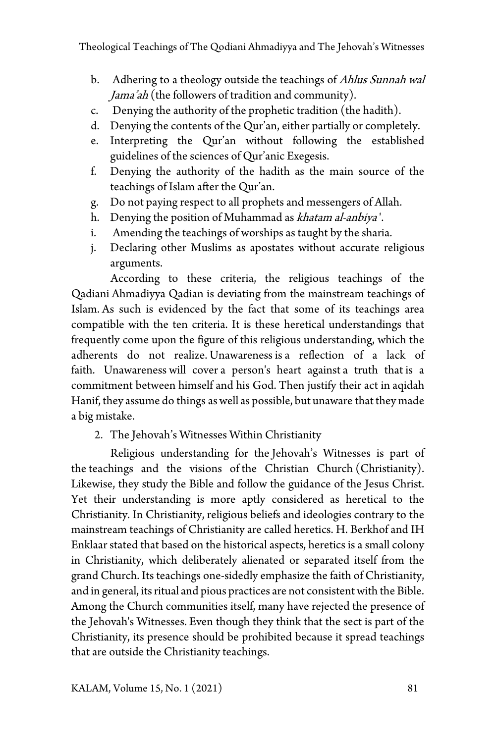b. Adhering to a theology outside the teachings of *Ahlus Sunnah wal Jama'ah* (the followers of tradition and community).
c. Denying the authority of the prophetic tradition (the hadith).
d. Denying the contents of the Qur'an, either partially or completely.
e. Interpreting the Qur'an without following the established guidelines of the sciences of Qur'anic Exegesis.
f. Denying the authority of the hadith as the main source of the teachings of Islam after the Qur'an.
g. Do not paying respect to all prophets and messengers of Allah.
h. Denying the position of Muhammad as *khatam al-anbiya'*.
i. Amending the teachings of worships as taught by the sharia.
j. Declaring other Muslims as apostates without accurate religious arguments.

According to these criteria, the religious teachings of the Qadiani Ahmadiyya Qadian is deviating from the mainstream teachings of Islam. As such is evidenced by the fact that some of its teachings area compatible with the ten criteria. It is these heretical understandings that frequently come upon the figure of this religious understanding, which the adherents do not realize. Unawareness is a reflection of a lack of faith. Unawareness will cover a person's heart against a truth that is a commitment between himself and his God. Then justify their act in aqidah Hanif, they assume do things as well as possible, but unaware that they made a big mistake.

2. The Jehovah's Witnesses Within Christianity

Religious understanding for the Jehovah's Witnesses is part of the teachings and the visions of the Christian Church (Christianity). Likewise, they study the Bible and follow the guidance of the Jesus Christ. Yet their understanding is more aptly considered as heretical to the Christianity. In Christianity, religious beliefs and ideologies contrary to the mainstream teachings of Christianity are called heretics. H. Berkhof and IH Enklaar stated that based on the historical aspects, heretics is a small colony in Christianity, which deliberately alienated or separated itself from the grand Church. Its teachings one-sidedly emphasize the faith of Christianity, and in general, its ritual and pious practices are not consistent with the Bible. Among the Church communities itself, many have rejected the presence of the Jehovah's Witnesses. Even though they think that the sect is part of the Christianity, its presence should be prohibited because it spread teachings that are outside the Christianity teachings.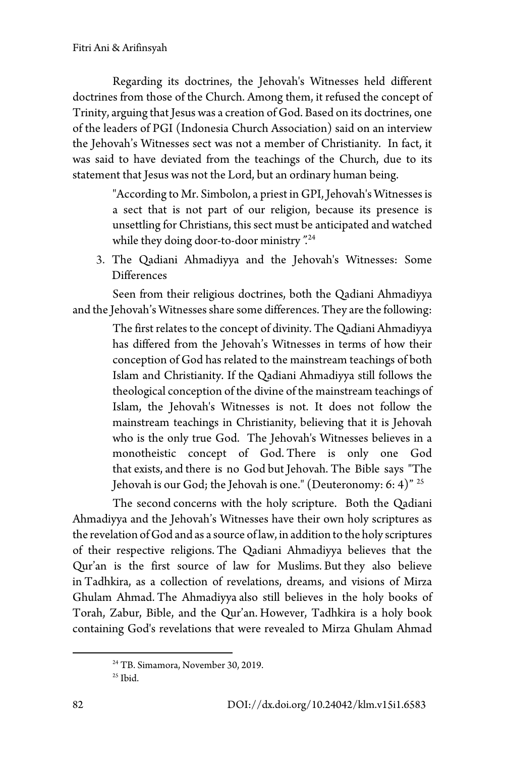Regarding its doctrines, the Jehovah's Witnesses held different doctrines from those of the Church. Among them, it refused the concept of Trinity, arguing that Jesus was a creation of God. Based on its doctrines, one of the leaders of PGI (Indonesia Church Association) said on an interview the Jehovah's Witnesses sect was not a member of Christianity. In fact, it was said to have deviated from the teachings of the Church, due to its statement that Jesus was not the Lord, but an ordinary human being.

> "According to Mr. Simbolon, a priest in GPI, Jehovah's Witnesses is a sect that is not part of our religion, because its presence is unsettling for Christians, this sect must be anticipated and watched while they doing door-to-door ministry ".[24]

3. The Qadiani Ahmadiyya and the Jehovah's Witnesses: Some Differences

Seen from their religious doctrines, both the Qadiani Ahmadiyya and the Jehovah's Witnesses share some differences. They are the following:

> The first relates to the concept of divinity. The Qadiani Ahmadiyya has differed from the Jehovah's Witnesses in terms of how their conception of God has related to the mainstream teachings of both Islam and Christianity. If the Qadiani Ahmadiyya still follows the theological conception of the divine of the mainstream teachings of Islam, the Jehovah's Witnesses is not. It does not follow the mainstream teachings in Christianity, believing that it is Jehovah who is the only true God. The Jehovah's Witnesses believes in a monotheistic concept of God. There is only one God that exists, and there is no God but Jehovah. The Bible says "The Jehovah is our God; the Jehovah is one." (Deuteronomy: 6: 4)" [25]

The second concerns with the holy scripture. Both the Qadiani Ahmadiyya and the Jehovah's Witnesses have their own holy scriptures as the revelation of God and as a source of law, in addition to the holy scriptures of their respective religions. The Qadiani Ahmadiyya believes that the Qur'an is the first source of law for Muslims. But they also believe in Tadhkira, as a collection of revelations, dreams, and visions of Mirza Ghulam Ahmad. The Ahmadiyya also still believes in the holy books of Torah, Zabur, Bible, and the Qur'an. However, Tadhkira is a holy book containing God's revelations that were revealed to Mirza Ghulam Ahmad

---

[24] TB. Simamora, November 30, 2019.

[25] Ibid.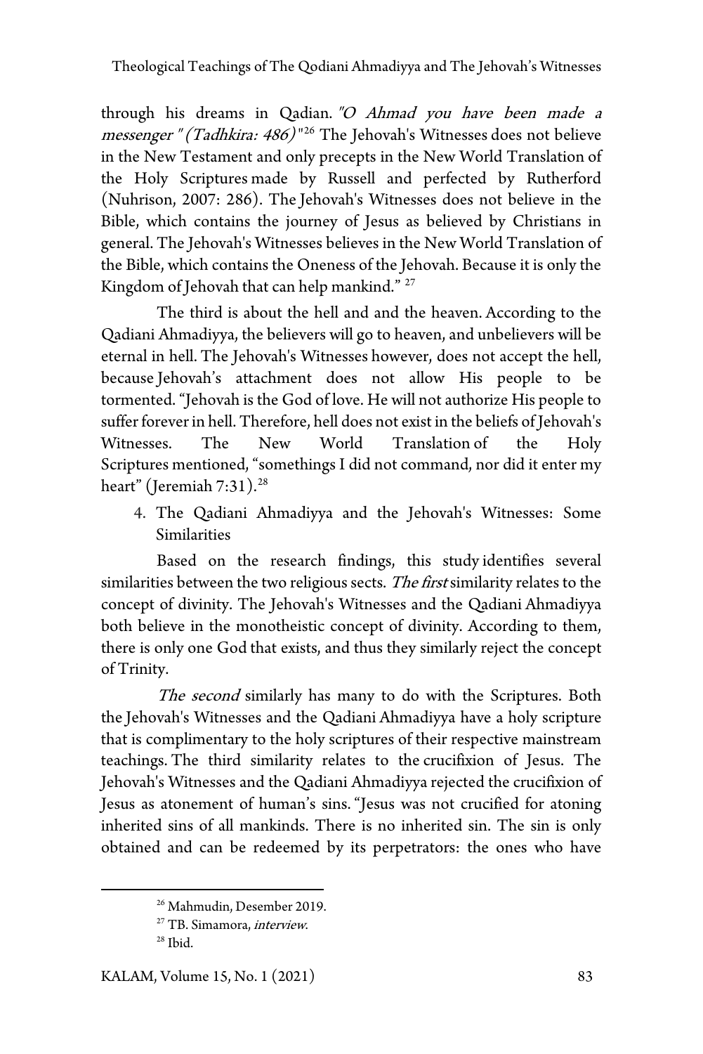through his dreams in Qadian. *"O Ahmad you have been made a messenger " (Tadhkira: 486)"*[26] The Jehovah's Witnesses does not believe in the New Testament and only precepts in the New World Translation of the Holy Scriptures made by Russell and perfected by Rutherford (Nuhrison, 2007: 286). The Jehovah's Witnesses does not believe in the Bible, which contains the journey of Jesus as believed by Christians in general. The Jehovah's Witnesses believes in the New World Translation of the Bible, which contains the Oneness of the Jehovah. Because it is only the Kingdom of Jehovah that can help mankind." [27]

The third is about the hell and and the heaven. According to the Qadiani Ahmadiyya, the believers will go to heaven, and unbelievers will be eternal in hell. The Jehovah's Witnesses however, does not accept the hell, because Jehovah's attachment does not allow His people to be tormented. "Jehovah is the God of love. He will not authorize His people to suffer forever in hell. Therefore, hell does not exist in the beliefs of Jehovah's Witnesses. The New World Translation of the Holy Scriptures mentioned, "somethings I did not command, nor did it enter my heart" (Jeremiah 7:31).[28]

4. The Qadiani Ahmadiyya and the Jehovah's Witnesses: Some Similarities

Based on the research findings, this study identifies several similarities between the two religious sects. *The first* similarity relates to the concept of divinity. The Jehovah's Witnesses and the Qadiani Ahmadiyya both believe in the monotheistic concept of divinity. According to them, there is only one God that exists, and thus they similarly reject the concept of Trinity.

*The second* similarly has many to do with the Scriptures. Both the Jehovah's Witnesses and the Qadiani Ahmadiyya have a holy scripture that is complimentary to the holy scriptures of their respective mainstream teachings. The third similarity relates to the crucifixion of Jesus. The Jehovah's Witnesses and the Qadiani Ahmadiyya rejected the crucifixion of Jesus as atonement of human's sins. "Jesus was not crucified for atoning inherited sins of all mankinds. There is no inherited sin. The sin is only obtained and can be redeemed by its perpetrators: the ones who have

[26] Mahmudin, Desember 2019.

[27] TB. Simamora, *interview*.

[28] Ibid.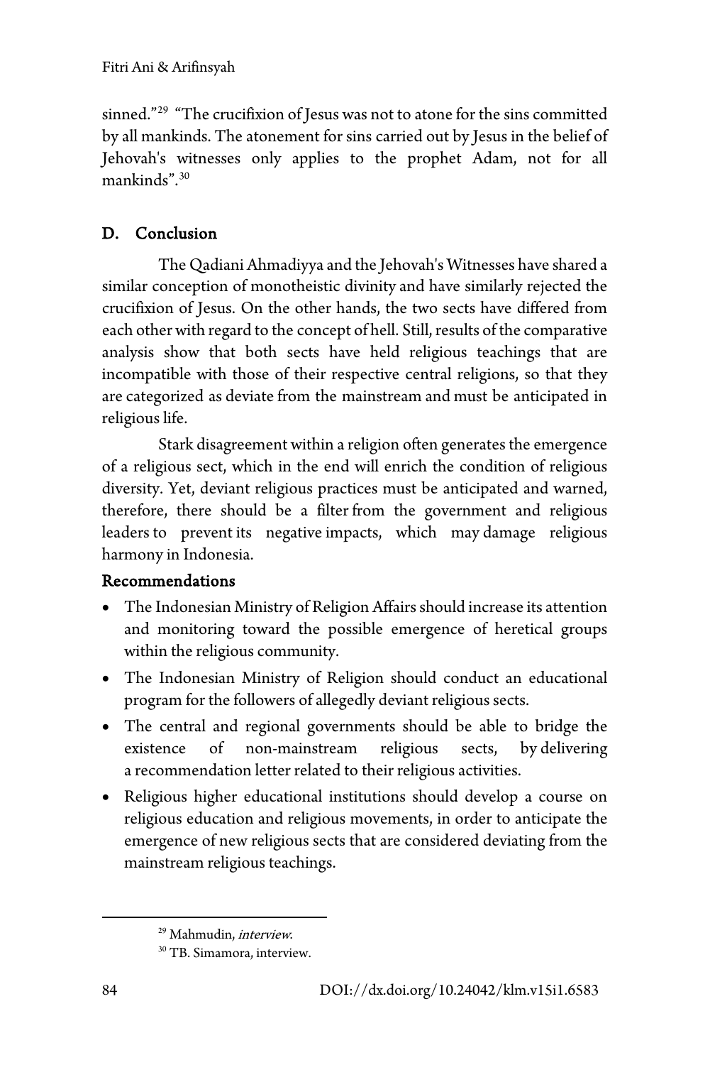sinned."[29] "The crucifixion of Jesus was not to atone for the sins committed by all mankinds. The atonement for sins carried out by Jesus in the belief of Jehovah's witnesses only applies to the prophet Adam, not for all mankinds".[30]

## D. Conclusion

The Qadiani Ahmadiyya and the Jehovah's Witnesses have shared a similar conception of monotheistic divinity and have similarly rejected the crucifixion of Jesus. On the other hands, the two sects have differed from each other with regard to the concept of hell. Still, results of the comparative analysis show that both sects have held religious teachings that are incompatible with those of their respective central religions, so that they are categorized as deviate from the mainstream and must be anticipated in religious life.

Stark disagreement within a religion often generates the emergence of a religious sect, which in the end will enrich the condition of religious diversity. Yet, deviant religious practices must be anticipated and warned, therefore, there should be a filter from the government and religious leaders to prevent its negative impacts, which may damage religious harmony in Indonesia.

### Recommendations

- The Indonesian Ministry of Religion Affairs should increase its attention and monitoring toward the possible emergence of heretical groups within the religious community.
- The Indonesian Ministry of Religion should conduct an educational program for the followers of allegedly deviant religious sects.
- The central and regional governments should be able to bridge the existence of non-mainstream religious sects, by delivering a recommendation letter related to their religious activities.
- Religious higher educational institutions should develop a course on religious education and religious movements, in order to anticipate the emergence of new religious sects that are considered deviating from the mainstream religious teachings.

---

[29] Mahmudin, *interview*.

[30] TB. Simamora, interview.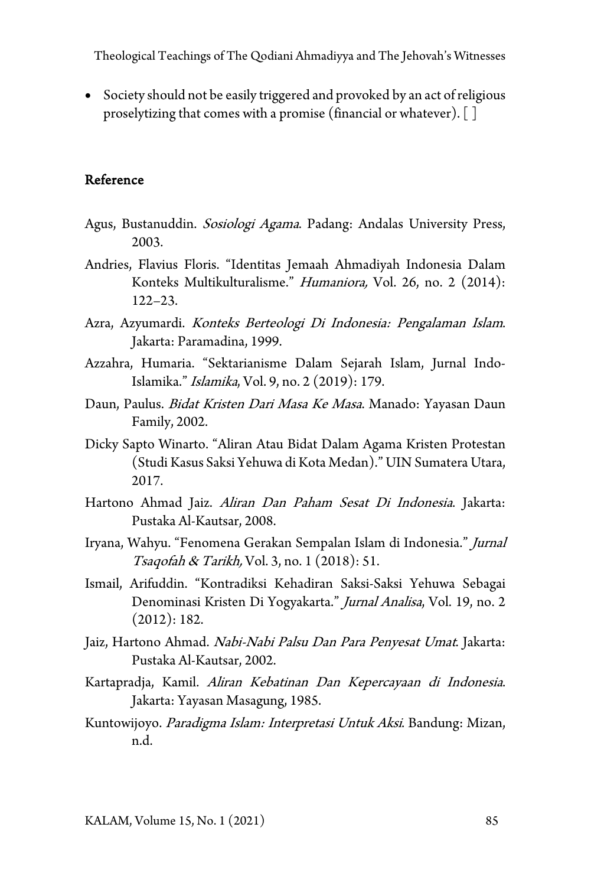- Society should not be easily triggered and provoked by an act of religious proselytizing that comes with a promise (financial or whatever). [ ]

## Reference

Agus, Bustanuddin. *Sosiologi Agama*. Padang: Andalas University Press, 2003.

Andries, Flavius Floris. "Identitas Jemaah Ahmadiyah Indonesia Dalam Konteks Multikulturalisme." *Humaniora,* Vol. 26, no. 2 (2014): 122–23.

Azra, Azyumardi. *Konteks Berteologi Di Indonesia: Pengalaman Islam*. Jakarta: Paramadina, 1999.

Azzahra, Humaria. "Sektarianisme Dalam Sejarah Islam, Jurnal Indo-Islamika." *Islamika*, Vol. 9, no. 2 (2019): 179.

Daun, Paulus. *Bidat Kristen Dari Masa Ke Masa*. Manado: Yayasan Daun Family, 2002.

Dicky Sapto Winarto. "Aliran Atau Bidat Dalam Agama Kristen Protestan (Studi Kasus Saksi Yehuwa di Kota Medan)." UIN Sumatera Utara, 2017.

Hartono Ahmad Jaiz. *Aliran Dan Paham Sesat Di Indonesia*. Jakarta: Pustaka Al-Kautsar, 2008.

Iryana, Wahyu. "Fenomena Gerakan Sempalan Islam di Indonesia." *Jurnal Tsaqofah & Tarikh,* Vol. 3, no. 1 (2018): 51.

Ismail, Arifuddin. "Kontradiksi Kehadiran Saksi-Saksi Yehuwa Sebagai Denominasi Kristen Di Yogyakarta." *Jurnal Analisa*, Vol. 19, no. 2 (2012): 182.

Jaiz, Hartono Ahmad. *Nabi-Nabi Palsu Dan Para Penyesat Umat*. Jakarta: Pustaka Al-Kautsar, 2002.

Kartapradja, Kamil. *Aliran Kebatinan Dan Kepercayaan di Indonesia*. Jakarta: Yayasan Masagung, 1985.

Kuntowijoyo. *Paradigma Islam: Interpretasi Untuk Aksi*. Bandung: Mizan, n.d.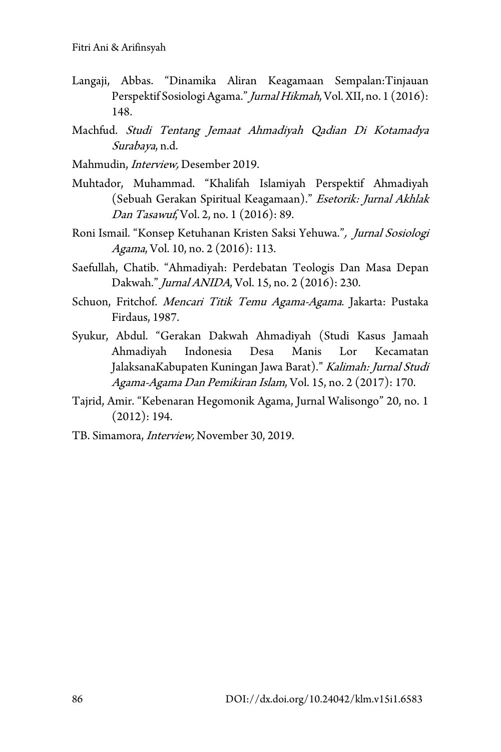Langaji, Abbas. "Dinamika Aliran Keagamaan Sempalan:Tinjauan Perspektif Sosiologi Agama." *Jurnal Hikmah*, Vol. XII, no. 1 (2016): 148.

Machfud. *Studi Tentang Jemaat Ahmadiyah Qadian Di Kotamadya Surabaya*, n.d.

Mahmudin, *Interview,* Desember 2019.

Muhtador, Muhammad. "Khalifah Islamiyah Perspektif Ahmadiyah (Sebuah Gerakan Spiritual Keagamaan)." *Esetorik: Jurnal Akhlak Dan Tasawuf*, Vol. 2, no. 1 (2016): 89.

Roni Ismail. "Konsep Ketuhanan Kristen Saksi Yehuwa."*, Jurnal Sosiologi Agama*, Vol. 10, no. 2 (2016): 113.

Saefullah, Chatib. "Ahmadiyah: Perdebatan Teologis Dan Masa Depan Dakwah." *Jurnal ANIDA*, Vol. 15, no. 2 (2016): 230.

Schuon, Fritchof. *Mencari Titik Temu Agama-Agama*. Jakarta: Pustaka Firdaus, 1987.

Syukur, Abdul. "Gerakan Dakwah Ahmadiyah (Studi Kasus Jamaah Ahmadiyah Indonesia Desa Manis Lor Kecamatan JalaksanaKabupaten Kuningan Jawa Barat)." *Kalimah: Jurnal Studi Agama-Agama Dan Pemikiran Islam*, Vol. 15, no. 2 (2017): 170.

Tajrid, Amir. "Kebenaran Hegomonik Agama, Jurnal Walisongo" 20, no. 1 (2012): 194.

TB. Simamora, *Interview,* November 30, 2019.